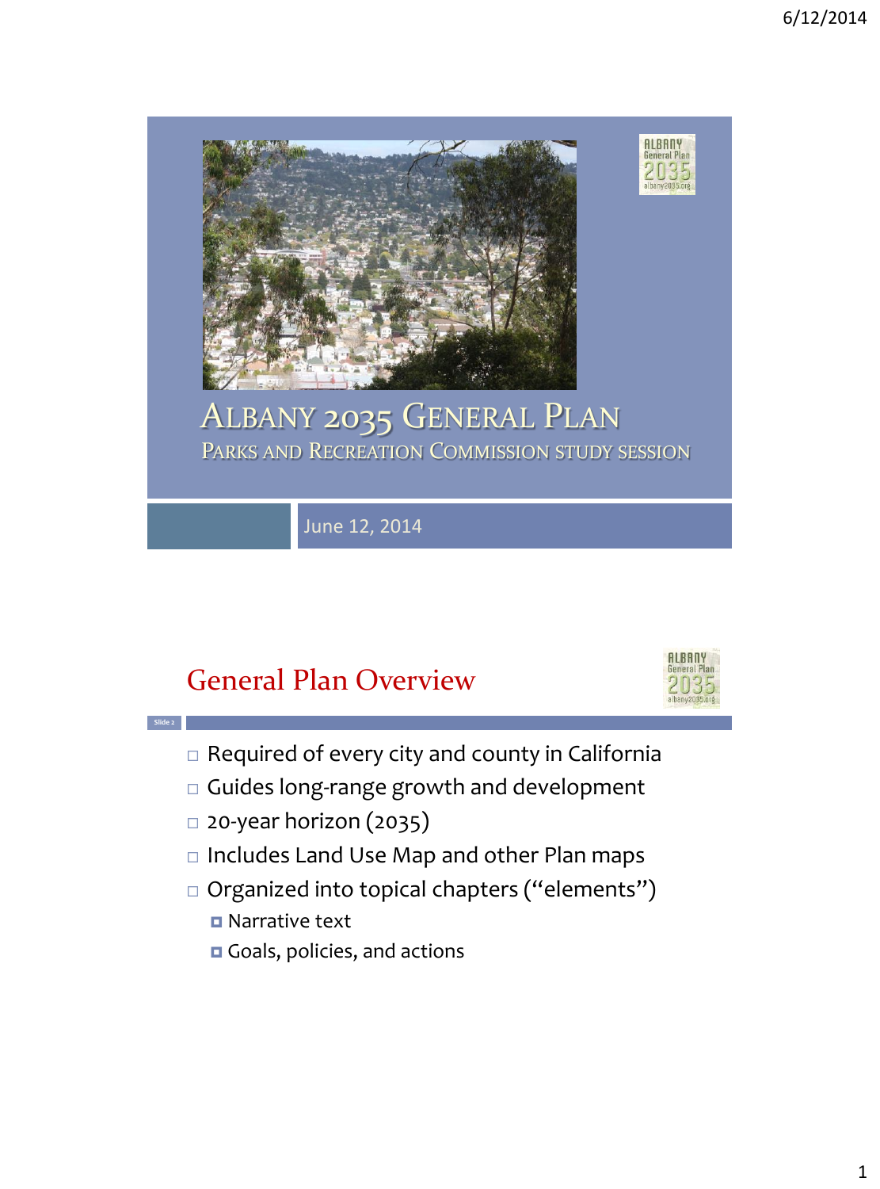# ALBANY 2035 GENERAL PLAN

PARKS AND RECREATION COMMISSION STUDY SESSION

June 12, 2014

## General Plan Overview

- Required of every city and county in California
- Guides long-range growth and development
- 20-year horizon (2035)
- Includes Land Use Map and other Plan maps
- Organized into topical chapters ("elements")
  - Narrative text
  - Goals, policies, and actions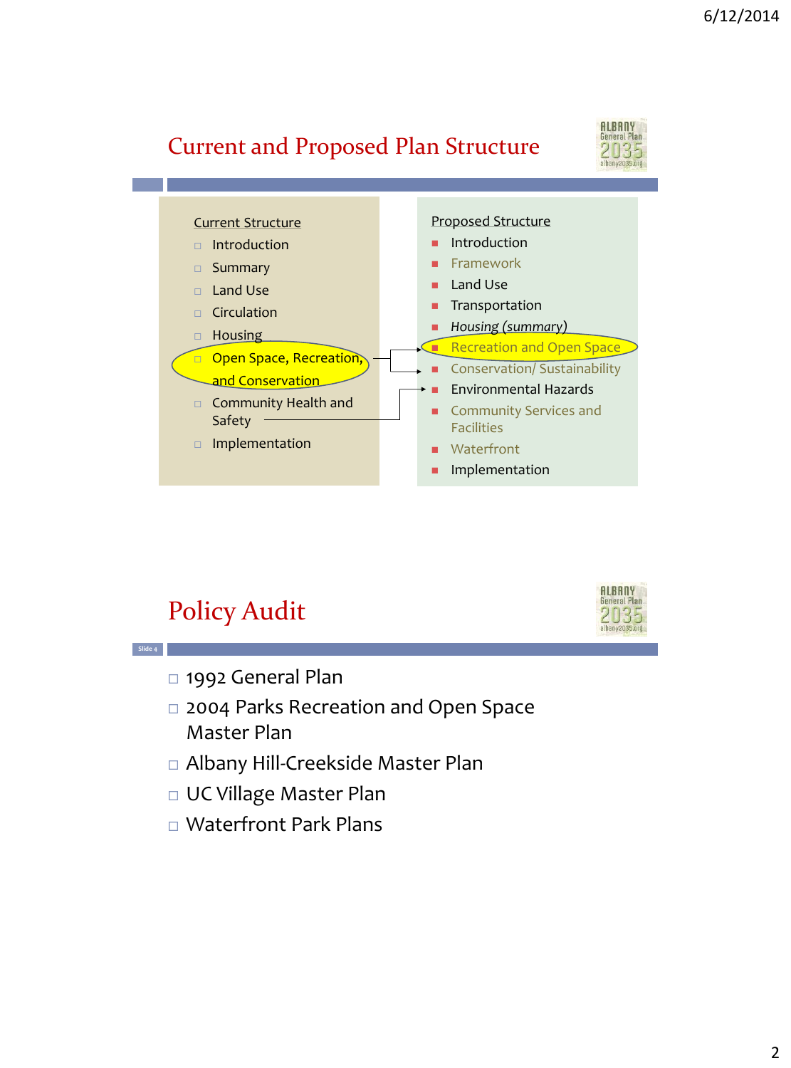# Current and Proposed Plan Structure

Current Structure

- Introduction
- Summary
- Land Use
- Circulation
- Housing
- Open Space, Recreation, and Conservation
- Community Health and Safety
- Implementation

Proposed Structure

- Introduction
- Framework
- Land Use
- Transportation
- *Housing (summary)*
- Recreation and Open Space
- Conservation/ Sustainability
- Environmental Hazards
- Community Services and Facilities
- Waterfront
- Implementation

# Policy Audit

- 1992 General Plan
- 2004 Parks Recreation and Open Space Master Plan
- Albany Hill-Creekside Master Plan
- UC Village Master Plan
- Waterfront Park Plans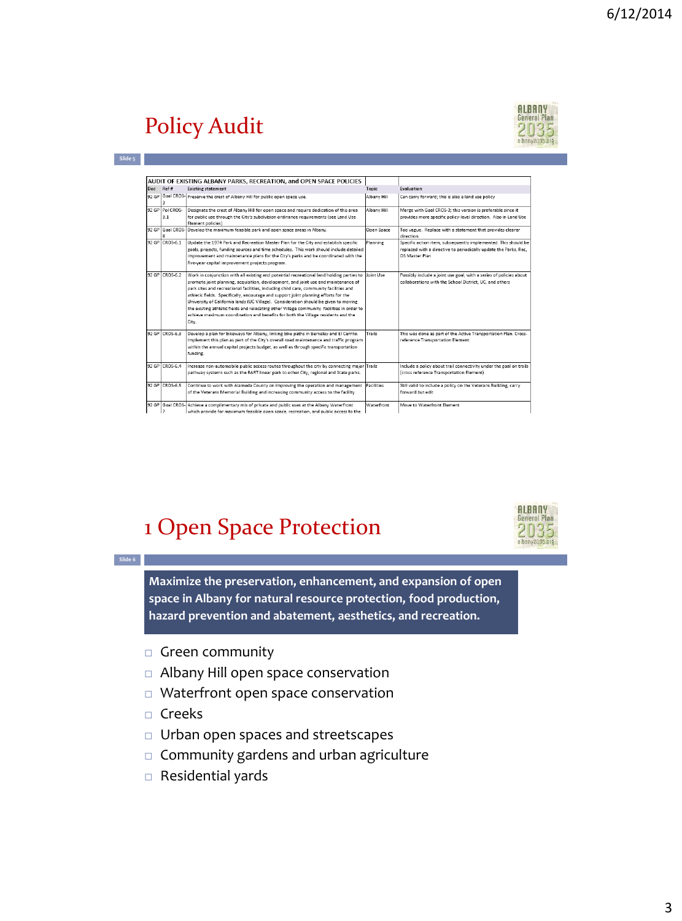## Policy Audit

| AUDIT OF EXISTING ALBANY PARKS, RECREATION, and OPEN SPACE POLICIES | | | | |
|---|---|---|---|---|
| Doc | Ref # | Existing statement | Topic | Evaluation |
| 92 GP | Goal CROS-3 | Preserve the crest of Albany Hill for public open space use. | Albany Hill | Can carry forward; this is also a land use policy |
| 92 GP | Pol CROS-3.1 | Designate the crest of Albany Hill for open space and require dedication of this area for public use through the City's subdivision ordinance requirements (see Land Use Element policies) | Albany Hill | Merge with Goal CROS-3; this version is preferable since it provides more specific policy-level direction. Also in Land Use |
| 92 GP | Goal CROS-6 | Develop the maximum feasible park and open space areas in Albany. | Open Space | Too vague. Replace with a statement that provides clearer direction. |
| 92 GP | CROS-6.1 | Update the 1974 Park and Recreation Master Plan for the City and establish specific goals, projects, funding sources and time schedules. This work should include detailed improvement and maintenance plans for the City's parks and be coordinated with the five-year capital improvement projects program. | Planning | Specific action item, subsequently implemented. This should be replaced with a directive to periodically update the Parks, Rec, OS Master Plan |
| 92 GP | CROS-6.2 | Work in conjunction with all existing and potential recreational land holding parties to promote joint planning, acquisition, development, and joint use and maintenance of park sites and recreational facilities, including child care, community facilities and athletic fields. Specifically, encourage and support joint planning efforts for the University of California lands (UC Village). Consideration should be given to moving the existing athletic fields and relocating other Village community facilities in order to achieve maximum coordination and benefits for both the Village residents and the City. | Joint Use | Possibly include a joint use goal, with a series of policies about collaborations with the School District, UC, and others |
| 92 GP | CROS-6.3 | Develop a plan for bikeways for Albany, linking bike paths in Berkeley and El Cerrito. Implement this plan as part of the City's overall road maintenance and traffic program within the annual capital projects budget, as well as through specific transportation funding. | Trails | This was done as part of the Active Transportation Plan. Cross-reference Transportation Element |
| 92 GP | CROS-6.4 | Increase non-automobile public access routes throughout the city by connecting major pathway systems such as the BART linear park to other City, regional and State parks. | Trails | Include a policy about trail connectivity under the goal on trails (cross reference Transportation Element) |
| 92 GP | CROS-6.5 | Continue to work with Alameda County on improving the operation and management of the Veterans Memorial Building and increasing community access to the facility. | Facilities | Still valid to include a policy on the Veterans Building, carry forward but edit |
| 92 GP | Goal CROS-7 | Achieve a complimentary mix of private and public uses at the Albany Waterfront which provide for maximum feasible open space, recreation, and public access to the | Waterfront | Move to Waterfront Element |

## 1 Open Space Protection

**Maximize the preservation, enhancement, and expansion of open space in Albany for natural resource protection, food production, hazard prevention and abatement, aesthetics, and recreation.**

- Green community
- Albany Hill open space conservation
- Waterfront open space conservation
- Creeks
- Urban open spaces and streetscapes
- Community gardens and urban agriculture
- Residential yards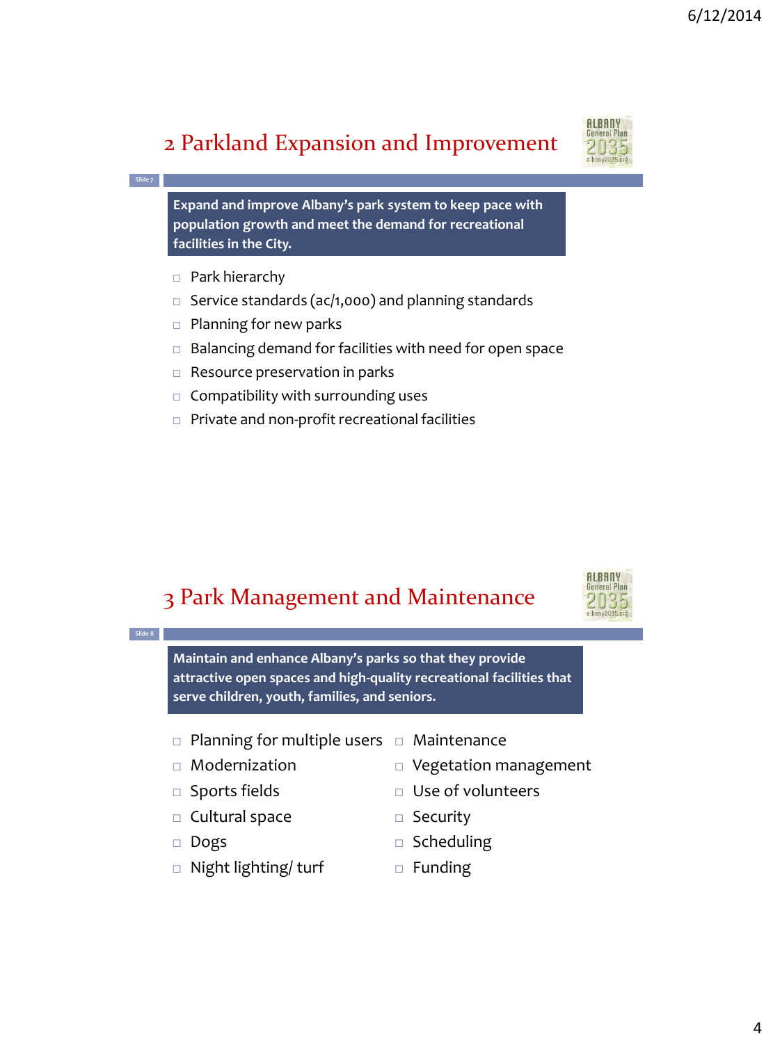## 2 Parkland Expansion and Improvement

Slide 7

**Expand and improve Albany's park system to keep pace with population growth and meet the demand for recreational facilities in the City.**

- Park hierarchy
- Service standards (ac/1,000) and planning standards
- Planning for new parks
- Balancing demand for facilities with need for open space
- Resource preservation in parks
- Compatibility with surrounding uses
- Private and non-profit recreational facilities

## 3 Park Management and Maintenance

Slide 8

**Maintain and enhance Albany's parks so that they provide attractive open spaces and high-quality recreational facilities that serve children, youth, families, and seniors.**

- Planning for multiple users
- Modernization
- Sports fields
- Cultural space
- Dogs
- Night lighting/ turf
- Maintenance
- Vegetation management
- Use of volunteers
- Security
- Scheduling
- Funding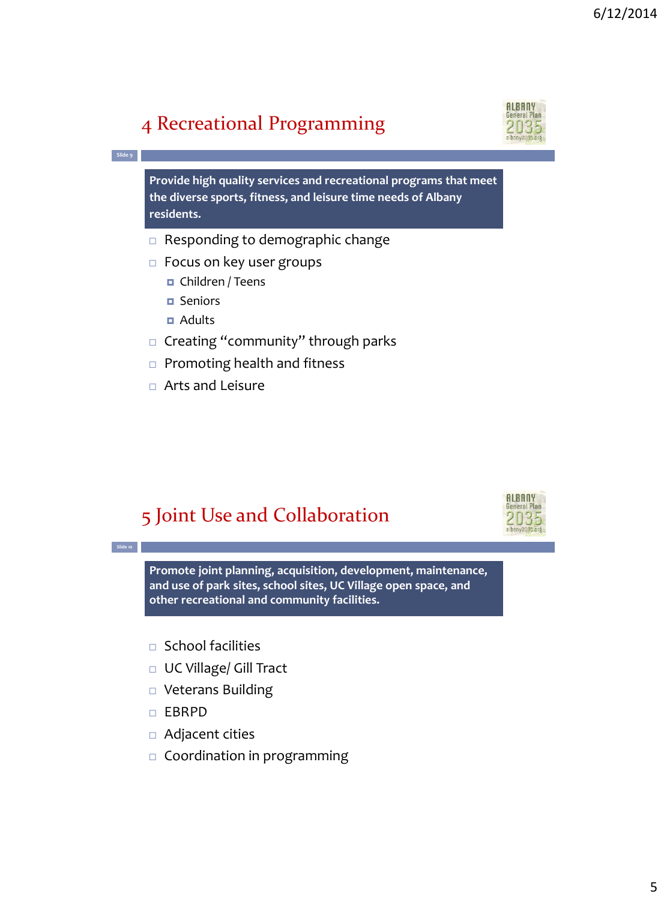## 4 Recreational Programming

Slide 9

**Provide high quality services and recreational programs that meet the diverse sports, fitness, and leisure time needs of Albany residents.**

- Responding to demographic change
- Focus on key user groups
  - Children / Teens
  - Seniors
  - Adults
- Creating "community" through parks
- Promoting health and fitness
- Arts and Leisure

## 5 Joint Use and Collaboration

Slide 10

**Promote joint planning, acquisition, development, maintenance, and use of park sites, school sites, UC Village open space, and other recreational and community facilities.**

- School facilities
- UC Village/ Gill Tract
- Veterans Building
- EBRPD
- Adjacent cities
- Coordination in programming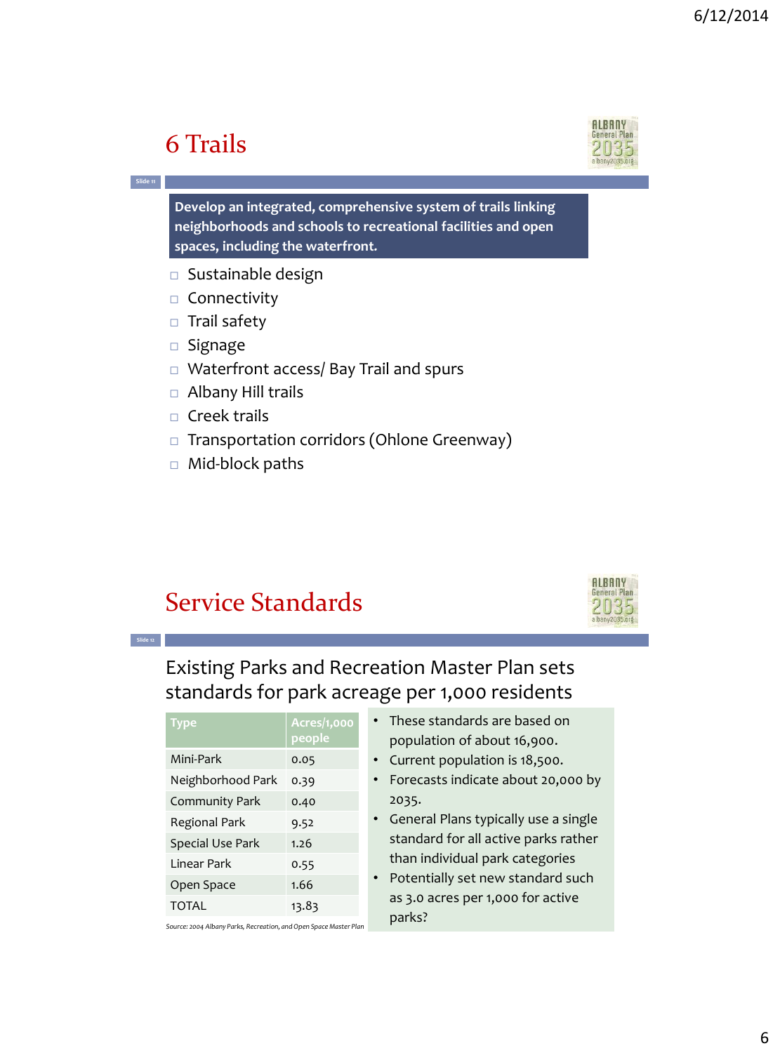# 6 Trails

**Develop an integrated, comprehensive system of trails linking neighborhoods and schools to recreational facilities and open spaces, including the waterfront.**

- Sustainable design
- Connectivity
- Trail safety
- Signage
- Waterfront access/ Bay Trail and spurs
- Albany Hill trails
- Creek trails
- Transportation corridors (Ohlone Greenway)
- Mid-block paths

# Service Standards

Existing Parks and Recreation Master Plan sets standards for park acreage per 1,000 residents

| Type | Acres/1,000 people |
|---|---|
| Mini-Park | 0.05 |
| Neighborhood Park | 0.39 |
| Community Park | 0.40 |
| Regional Park | 9.52 |
| Special Use Park | 1.26 |
| Linear Park | 0.55 |
| Open Space | 1.66 |
| TOTAL | 13.83 |

*Source: 2004 Albany Parks, Recreation, and Open Space Master Plan*

- These standards are based on population of about 16,900.
- Current population is 18,500.
- Forecasts indicate about 20,000 by 2035.
- General Plans typically use a single standard for all active parks rather than individual park categories
- Potentially set new standard such as 3.0 acres per 1,000 for active parks?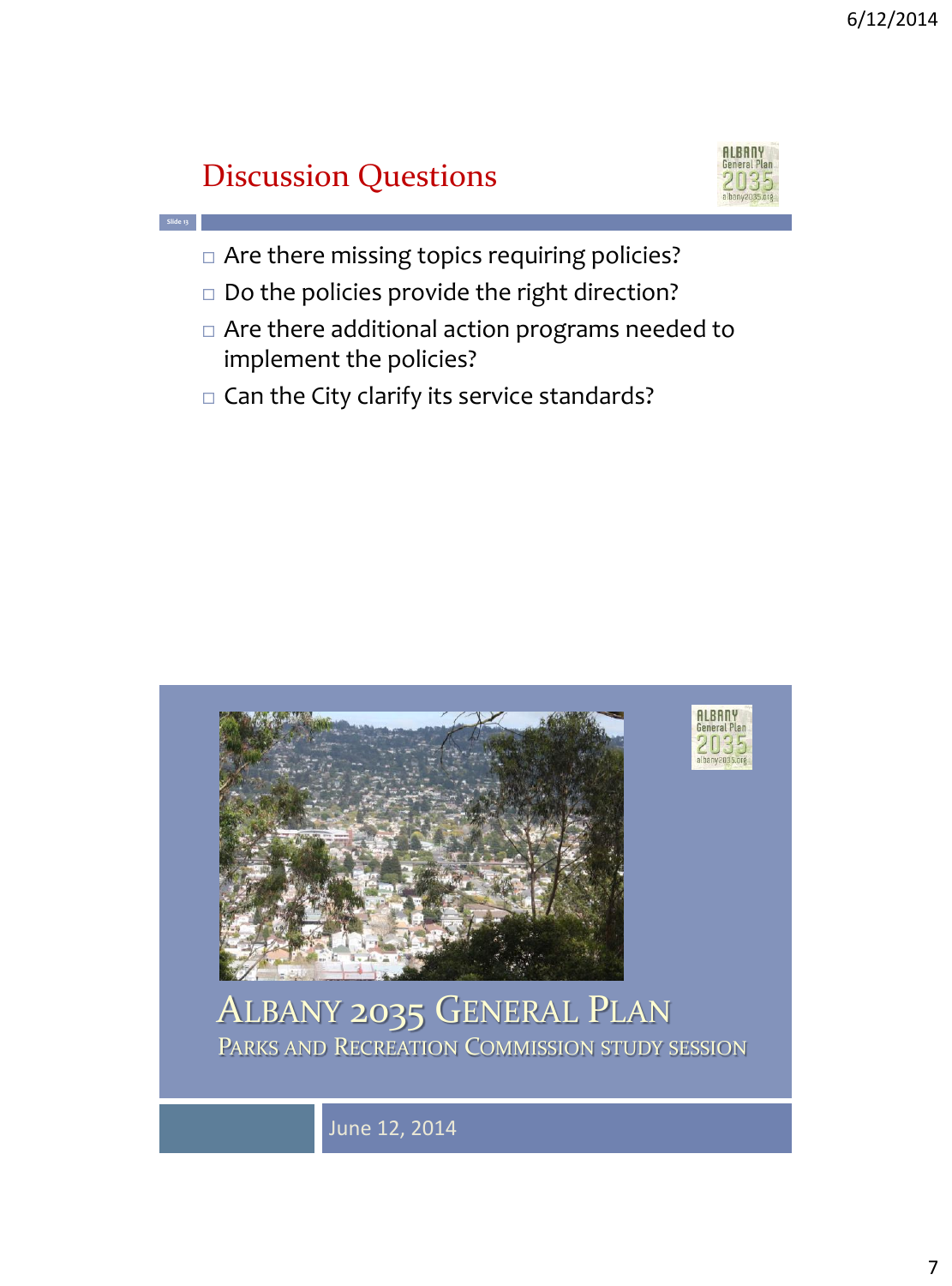## Discussion Questions

- Are there missing topics requiring policies?
- Do the policies provide the right direction?
- Are there additional action programs needed to implement the policies?
- Can the City clarify its service standards?

## Albany 2035 General Plan

Parks and Recreation Commission study session

June 12, 2014